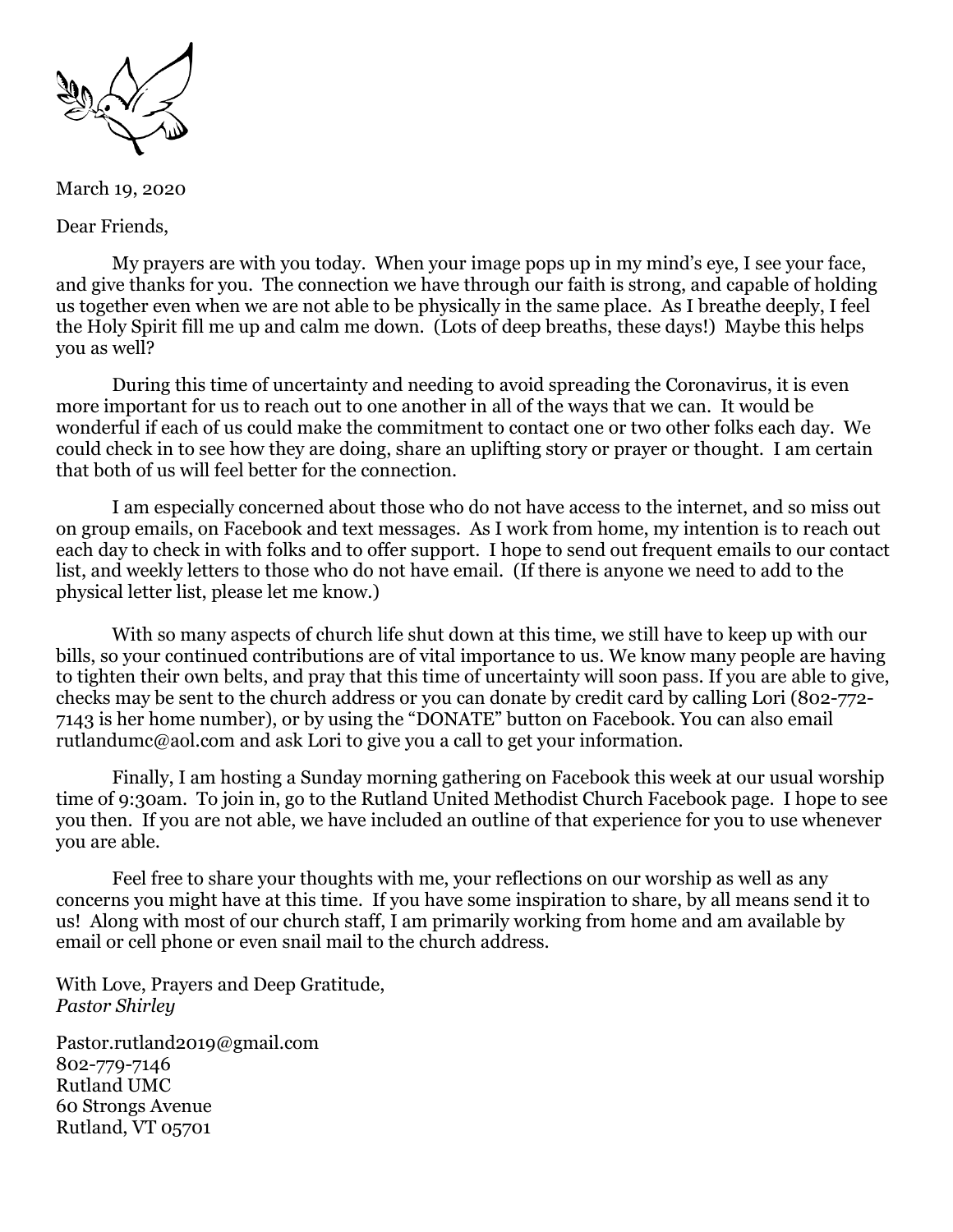March 19, 2020

Dear Friends,

My prayers are with you today. When your image pops up in my mind's eye, I see your face, and give thanks for you. The connection we have through our faith is strong, and capable of holding us together even when we are not able to be physically in the same place. As I breathe deeply, I feel the Holy Spirit fill me up and calm me down. (Lots of deep breaths, these days!) Maybe this helps you as well?

During this time of uncertainty and needing to avoid spreading the Coronavirus, it is even more important for us to reach out to one another in all of the ways that we can. It would be wonderful if each of us could make the commitment to contact one or two other folks each day. We could check in to see how they are doing, share an uplifting story or prayer or thought. I am certain that both of us will feel better for the connection.

I am especially concerned about those who do not have access to the internet, and so miss out on group emails, on Facebook and text messages. As I work from home, my intention is to reach out each day to check in with folks and to offer support. I hope to send out frequent emails to our contact list, and weekly letters to those who do not have email. (If there is anyone we need to add to the physical letter list, please let me know.)

With so many aspects of church life shut down at this time, we still have to keep up with our bills, so your continued contributions are of vital importance to us. We know many people are having to tighten their own belts, and pray that this time of uncertainty will soon pass. If you are able to give, checks may be sent to the church address or you can donate by credit card by calling Lori (802-772-7143 is her home number), or by using the "DONATE" button on Facebook. You can also email rutlandumc@aol.com and ask Lori to give you a call to get your information.

Finally, I am hosting a Sunday morning gathering on Facebook this week at our usual worship time of 9:30am. To join in, go to the Rutland United Methodist Church Facebook page. I hope to see you then. If you are not able, we have included an outline of that experience for you to use whenever you are able.

Feel free to share your thoughts with me, your reflections on our worship as well as any concerns you might have at this time. If you have some inspiration to share, by all means send it to us! Along with most of our church staff, I am primarily working from home and am available by email or cell phone or even snail mail to the church address.

With Love, Prayers and Deep Gratitude,
*Pastor Shirley*

Pastor.rutland2019@gmail.com
802-779-7146
Rutland UMC
60 Strongs Avenue
Rutland, VT 05701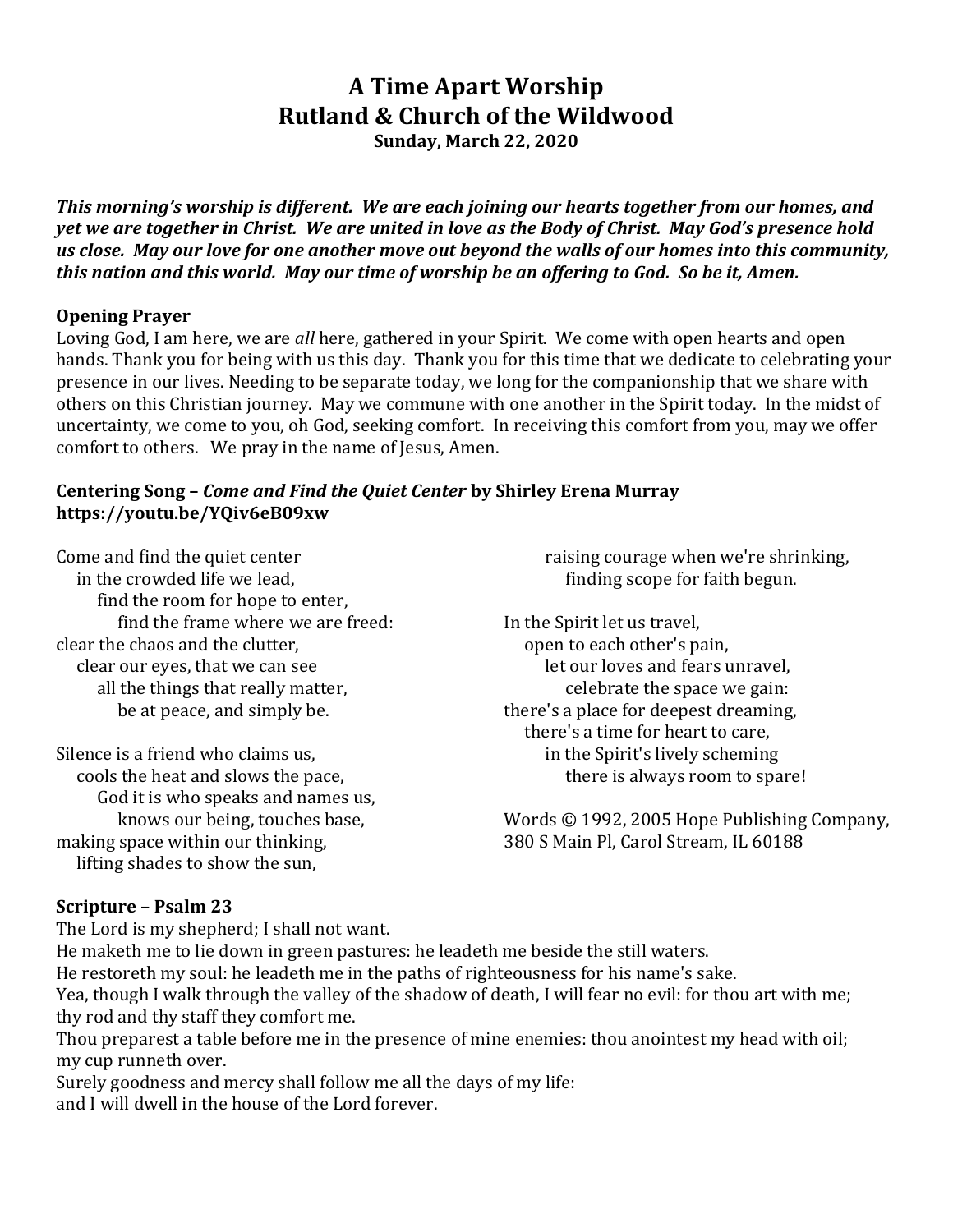# A Time Apart Worship
# Rutland & Church of the Wildwood
**Sunday, March 22, 2020**

***This morning's worship is different. We are each joining our hearts together from our homes, and yet we are together in Christ. We are united in love as the Body of Christ. May God's presence hold us close. May our love for one another move out beyond the walls of our homes into this community, this nation and this world. May our time of worship be an offering to God. So be it, Amen.***

### Opening Prayer

Loving God, I am here, we are *all* here, gathered in your Spirit. We come with open hearts and open hands. Thank you for being with us this day. Thank you for this time that we dedicate to celebrating your presence in our lives. Needing to be separate today, we long for the companionship that we share with others on this Christian journey. May we commune with one another in the Spirit today. In the midst of uncertainty, we come to you, oh God, seeking comfort. In receiving this comfort from you, may we offer comfort to others. We pray in the name of Jesus, Amen.

### Centering Song – *Come and Find the Quiet Center* by Shirley Erena Murray
**https://youtu.be/YQiv6eB09xw**

Come and find the quiet center
in the crowded life we lead,
find the room for hope to enter,
find the frame where we are freed:
clear the chaos and the clutter,
clear our eyes, that we can see
all the things that really matter,
be at peace, and simply be.

Silence is a friend who claims us,
cools the heat and slows the pace,
God it is who speaks and names us,
knows our being, touches base,
making space within our thinking,
lifting shades to show the sun,
raising courage when we're shrinking,
finding scope for faith begun.

In the Spirit let us travel,
open to each other's pain,
let our loves and fears unravel,
celebrate the space we gain:
there's a place for deepest dreaming,
there's a time for heart to care,
in the Spirit's lively scheming
there is always room to spare!

Words © 1992, 2005 Hope Publishing Company,
380 S Main Pl, Carol Stream, IL 60188

### Scripture – Psalm 23

The Lord is my shepherd; I shall not want.
He maketh me to lie down in green pastures: he leadeth me beside the still waters.
He restoreth my soul: he leadeth me in the paths of righteousness for his name's sake.
Yea, though I walk through the valley of the shadow of death, I will fear no evil: for thou art with me; thy rod and thy staff they comfort me.
Thou preparest a table before me in the presence of mine enemies: thou anointest my head with oil; my cup runneth over.
Surely goodness and mercy shall follow me all the days of my life:
and I will dwell in the house of the Lord forever.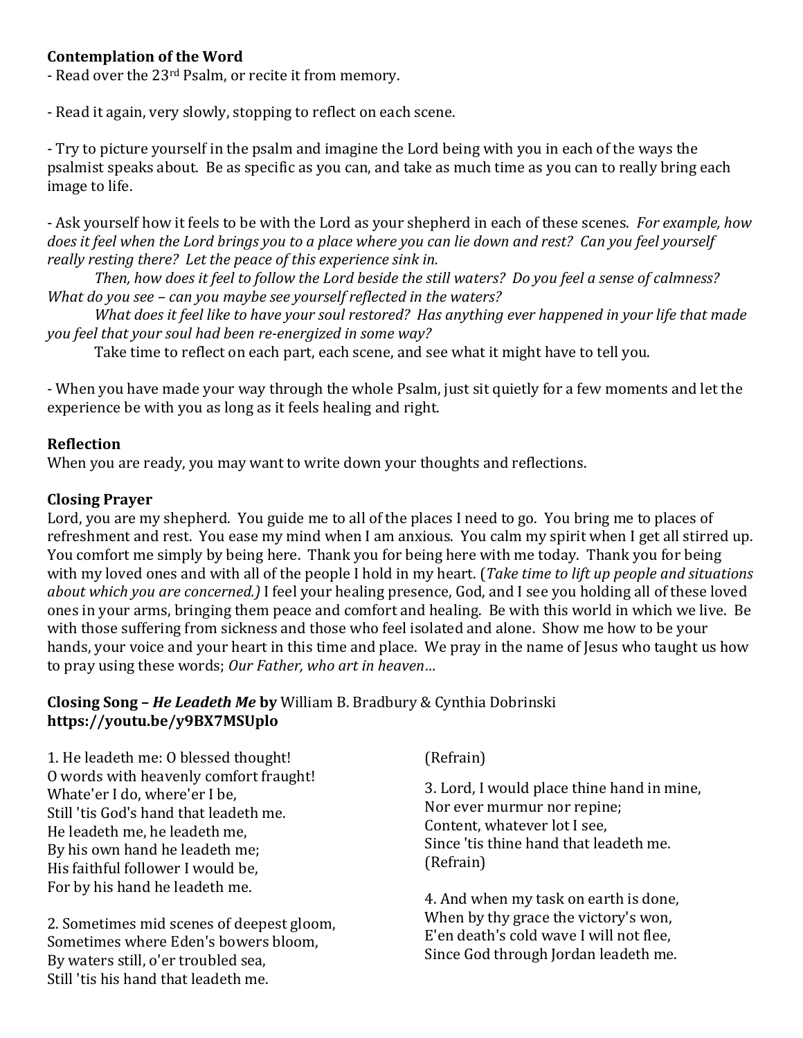**Contemplation of the Word**

- Read over the 23rd Psalm, or recite it from memory.

- Read it again, very slowly, stopping to reflect on each scene.

- Try to picture yourself in the psalm and imagine the Lord being with you in each of the ways the psalmist speaks about. Be as specific as you can, and take as much time as you can to really bring each image to life.

- Ask yourself how it feels to be with the Lord as your shepherd in each of these scenes. *For example, how does it feel when the Lord brings you to a place where you can lie down and rest? Can you feel yourself really resting there? Let the peace of this experience sink in.*

    *Then, how does it feel to follow the Lord beside the still waters? Do you feel a sense of calmness? What do you see – can you maybe see yourself reflected in the waters?*

    *What does it feel like to have your soul restored? Has anything ever happened in your life that made you feel that your soul had been re-energized in some way?*

    Take time to reflect on each part, each scene, and see what it might have to tell you.

- When you have made your way through the whole Psalm, just sit quietly for a few moments and let the experience be with you as long as it feels healing and right.

**Reflection**

When you are ready, you may want to write down your thoughts and reflections.

**Closing Prayer**

Lord, you are my shepherd. You guide me to all of the places I need to go. You bring me to places of refreshment and rest. You ease my mind when I am anxious. You calm my spirit when I get all stirred up. You comfort me simply by being here. Thank you for being here with me today. Thank you for being with my loved ones and with all of the people I hold in my heart. (*Take time to lift up people and situations about which you are concerned.)* I feel your healing presence, God, and I see you holding all of these loved ones in your arms, bringing them peace and comfort and healing. Be with this world in which we live. Be with those suffering from sickness and those who feel isolated and alone. Show me how to be your hands, your voice and your heart in this time and place. We pray in the name of Jesus who taught us how to pray using these words; *Our Father, who art in heaven…*

**Closing Song – *He Leadeth Me* by** William B. Bradbury & Cynthia Dobrinski
**https://youtu.be/y9BX7MSUplo**

1. He leadeth me: O blessed thought!
O words with heavenly comfort fraught!
Whate'er I do, where'er I be,
Still 'tis God's hand that leadeth me.
He leadeth me, he leadeth me,
By his own hand he leadeth me;
His faithful follower I would be,
For by his hand he leadeth me.

2. Sometimes mid scenes of deepest gloom,
Sometimes where Eden's bowers bloom,
By waters still, o'er troubled sea,
Still 'tis his hand that leadeth me.
(Refrain)

3. Lord, I would place thine hand in mine,
Nor ever murmur nor repine;
Content, whatever lot I see,
Since 'tis thine hand that leadeth me.
(Refrain)

4. And when my task on earth is done,
When by thy grace the victory's won,
E'en death's cold wave I will not flee,
Since God through Jordan leadeth me.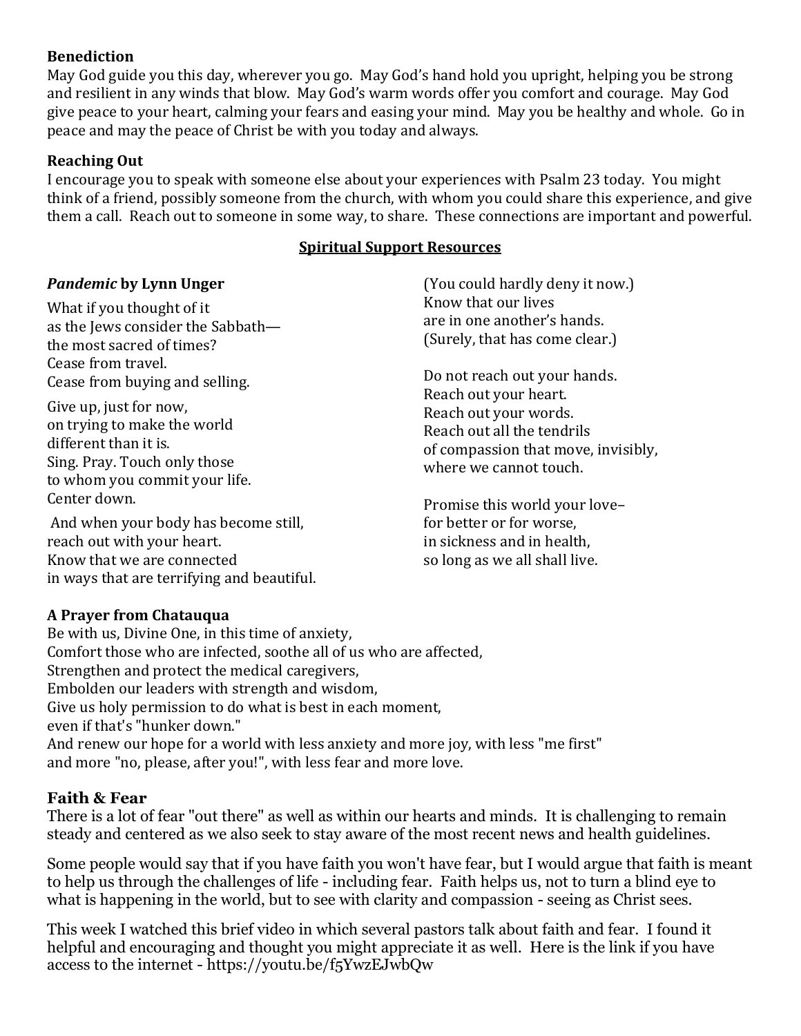**Benediction**

May God guide you this day, wherever you go. May God's hand hold you upright, helping you be strong and resilient in any winds that blow. May God's warm words offer you comfort and courage. May God give peace to your heart, calming your fears and easing your mind. May you be healthy and whole. Go in peace and may the peace of Christ be with you today and always.

**Reaching Out**

I encourage you to speak with someone else about your experiences with Psalm 23 today. You might think of a friend, possibly someone from the church, with whom you could share this experience, and give them a call. Reach out to someone in some way, to share. These connections are important and powerful.

## Spiritual Support Resources

***Pandemic* by Lynn Unger**

What if you thought of it  
as the Jews consider the Sabbath—  
the most sacred of times?  
Cease from travel.  
Cease from buying and selling.

Give up, just for now,  
on trying to make the world  
different than it is.  
Sing. Pray. Touch only those  
to whom you commit your life.  
Center down.

And when your body has become still,  
reach out with your heart.  
Know that we are connected  
in ways that are terrifying and beautiful.  
(You could hardly deny it now.)  
Know that our lives  
are in one another's hands.  
(Surely, that has come clear.)

Do not reach out your hands.  
Reach out your heart.  
Reach out your words.  
Reach out all the tendrils  
of compassion that move, invisibly,  
where we cannot touch.

Promise this world your love–  
for better or for worse,  
in sickness and in health,  
so long as we all shall live.

**A Prayer from Chatauqua**

Be with us, Divine One, in this time of anxiety,  
Comfort those who are infected, soothe all of us who are affected,  
Strengthen and protect the medical caregivers,  
Embolden our leaders with strength and wisdom,  
Give us holy permission to do what is best in each moment,  
even if that's "hunker down."  
And renew our hope for a world with less anxiety and more joy, with less "me first"  
and more "no, please, after you!", with less fear and more love.

**Faith & Fear**

There is a lot of fear "out there" as well as within our hearts and minds. It is challenging to remain steady and centered as we also seek to stay aware of the most recent news and health guidelines.

Some people would say that if you have faith you won't have fear, but I would argue that faith is meant to help us through the challenges of life - including fear. Faith helps us, not to turn a blind eye to what is happening in the world, but to see with clarity and compassion - seeing as Christ sees.

This week I watched this brief video in which several pastors talk about faith and fear. I found it helpful and encouraging and thought you might appreciate it as well. Here is the link if you have access to the internet - https://youtu.be/f5YwzEJwbQw